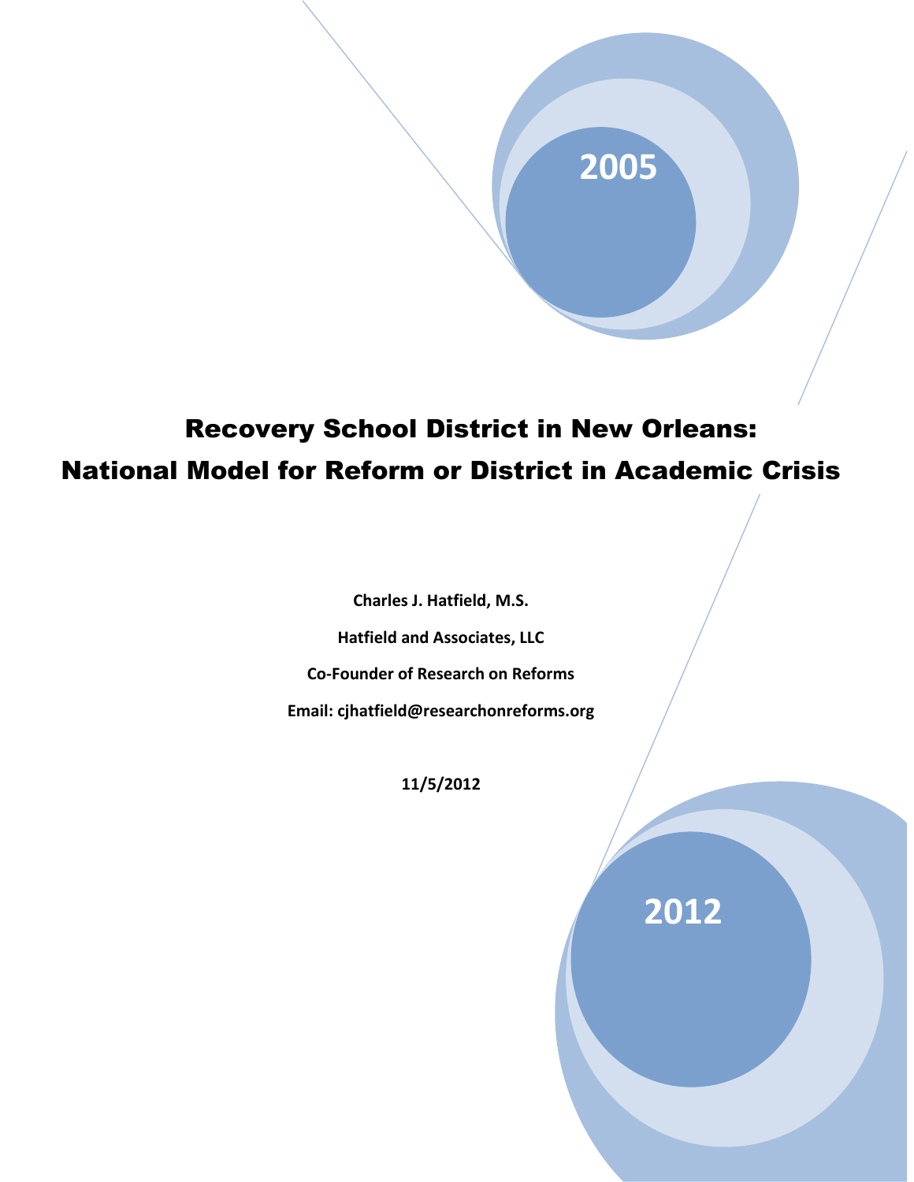2005

# Recovery School District in New Orleans: National Model for Reform or District in Academic Crisis

**Charles J. Hatfield, M.S.**

**Hatfield and Associates, LLC**

**Co-Founder of Research on Reforms**

**Email: cjhatfield@researchonreforms.org**

**11/5/2012**

2012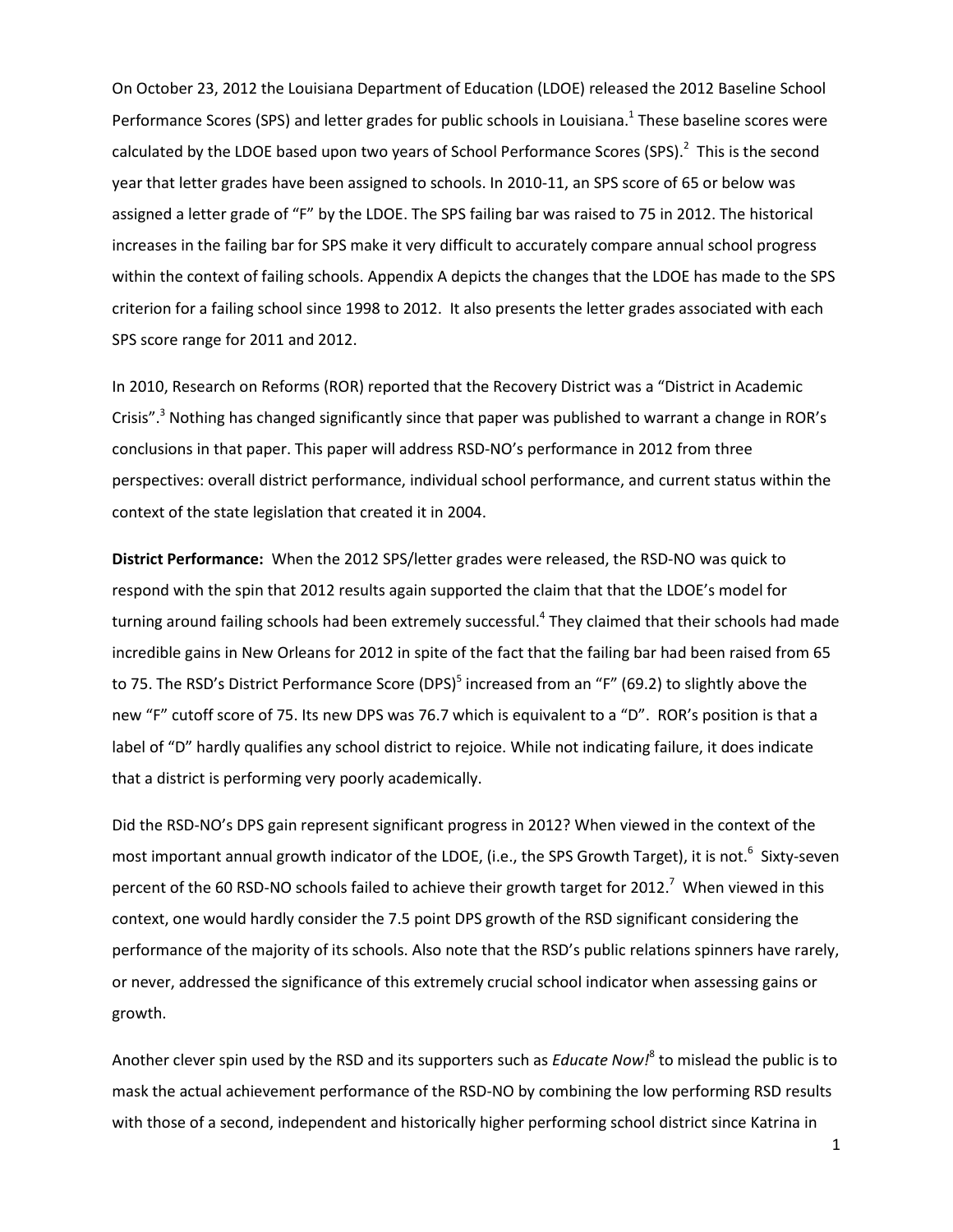On October 23, 2012 the Louisiana Department of Education (LDOE) released the 2012 Baseline School Performance Scores (SPS) and letter grades for public schools in Louisiana.[1] These baseline scores were calculated by the LDOE based upon two years of School Performance Scores (SPS).[2] This is the second year that letter grades have been assigned to schools. In 2010-11, an SPS score of 65 or below was assigned a letter grade of "F" by the LDOE. The SPS failing bar was raised to 75 in 2012. The historical increases in the failing bar for SPS make it very difficult to accurately compare annual school progress within the context of failing schools. Appendix A depicts the changes that the LDOE has made to the SPS criterion for a failing school since 1998 to 2012. It also presents the letter grades associated with each SPS score range for 2011 and 2012.

In 2010, Research on Reforms (ROR) reported that the Recovery District was a "District in Academic Crisis".[3] Nothing has changed significantly since that paper was published to warrant a change in ROR's conclusions in that paper. This paper will address RSD-NO's performance in 2012 from three perspectives: overall district performance, individual school performance, and current status within the context of the state legislation that created it in 2004.

**District Performance:** When the 2012 SPS/letter grades were released, the RSD-NO was quick to respond with the spin that 2012 results again supported the claim that that the LDOE's model for turning around failing schools had been extremely successful.[4] They claimed that their schools had made incredible gains in New Orleans for 2012 in spite of the fact that the failing bar had been raised from 65 to 75. The RSD's District Performance Score (DPS)[5] increased from an "F" (69.2) to slightly above the new "F" cutoff score of 75. Its new DPS was 76.7 which is equivalent to a "D". ROR's position is that a label of "D" hardly qualifies any school district to rejoice. While not indicating failure, it does indicate that a district is performing very poorly academically.

Did the RSD-NO's DPS gain represent significant progress in 2012? When viewed in the context of the most important annual growth indicator of the LDOE, (i.e., the SPS Growth Target), it is not.[6] Sixty-seven percent of the 60 RSD-NO schools failed to achieve their growth target for 2012.[7] When viewed in this context, one would hardly consider the 7.5 point DPS growth of the RSD significant considering the performance of the majority of its schools. Also note that the RSD's public relations spinners have rarely, or never, addressed the significance of this extremely crucial school indicator when assessing gains or growth.

Another clever spin used by the RSD and its supporters such as *Educate Now!*[8] to mislead the public is to mask the actual achievement performance of the RSD-NO by combining the low performing RSD results with those of a second, independent and historically higher performing school district since Katrina in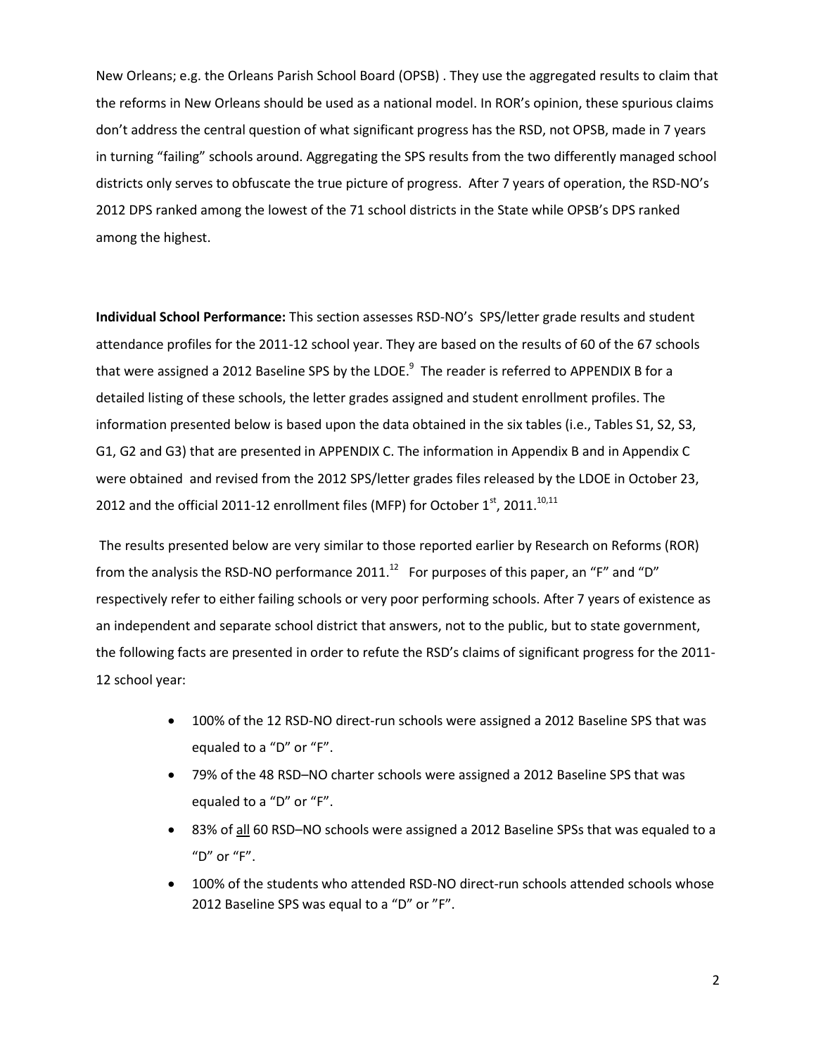New Orleans; e.g. the Orleans Parish School Board (OPSB) . They use the aggregated results to claim that the reforms in New Orleans should be used as a national model. In ROR's opinion, these spurious claims don't address the central question of what significant progress has the RSD, not OPSB, made in 7 years in turning "failing" schools around. Aggregating the SPS results from the two differently managed school districts only serves to obfuscate the true picture of progress. After 7 years of operation, the RSD-NO's 2012 DPS ranked among the lowest of the 71 school districts in the State while OPSB's DPS ranked among the highest.

**Individual School Performance:** This section assesses RSD-NO's SPS/letter grade results and student attendance profiles for the 2011-12 school year. They are based on the results of 60 of the 67 schools that were assigned a 2012 Baseline SPS by the LDOE.[9] The reader is referred to APPENDIX B for a detailed listing of these schools, the letter grades assigned and student enrollment profiles. The information presented below is based upon the data obtained in the six tables (i.e., Tables S1, S2, S3, G1, G2 and G3) that are presented in APPENDIX C. The information in Appendix B and in Appendix C were obtained and revised from the 2012 SPS/letter grades files released by the LDOE in October 23, 2012 and the official 2011-12 enrollment files (MFP) for October 1st, 2011.[10,11]

The results presented below are very similar to those reported earlier by Research on Reforms (ROR) from the analysis the RSD-NO performance 2011.[12] For purposes of this paper, an "F" and "D" respectively refer to either failing schools or very poor performing schools. After 7 years of existence as an independent and separate school district that answers, not to the public, but to state government, the following facts are presented in order to refute the RSD's claims of significant progress for the 2011-12 school year:

- 100% of the 12 RSD-NO direct-run schools were assigned a 2012 Baseline SPS that was equaled to a "D" or "F".
- 79% of the 48 RSD–NO charter schools were assigned a 2012 Baseline SPS that was equaled to a "D" or "F".
- 83% of <u>all</u> 60 RSD–NO schools were assigned a 2012 Baseline SPSs that was equaled to a "D" or "F".
- 100% of the students who attended RSD-NO direct-run schools attended schools whose 2012 Baseline SPS was equal to a "D" or "F".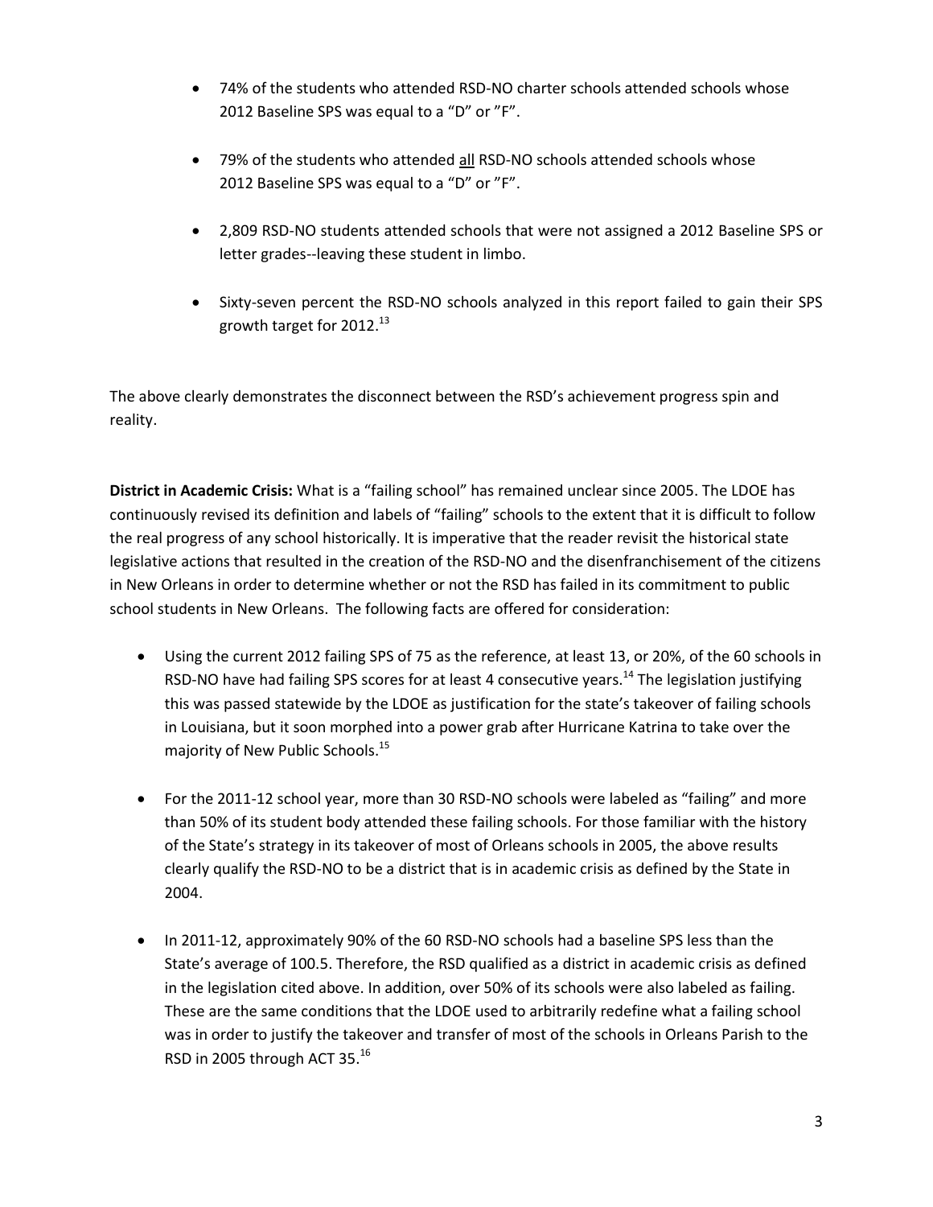- 74% of the students who attended RSD-NO charter schools attended schools whose 2012 Baseline SPS was equal to a "D" or "F".

- 79% of the students who attended all RSD-NO schools attended schools whose 2012 Baseline SPS was equal to a "D" or "F".

- 2,809 RSD-NO students attended schools that were not assigned a 2012 Baseline SPS or letter grades--leaving these student in limbo.

- Sixty-seven percent the RSD-NO schools analyzed in this report failed to gain their SPS growth target for 2012.[13]

The above clearly demonstrates the disconnect between the RSD's achievement progress spin and reality.

**District in Academic Crisis:** What is a "failing school" has remained unclear since 2005. The LDOE has continuously revised its definition and labels of "failing" schools to the extent that it is difficult to follow the real progress of any school historically. It is imperative that the reader revisit the historical state legislative actions that resulted in the creation of the RSD-NO and the disenfranchisement of the citizens in New Orleans in order to determine whether or not the RSD has failed in its commitment to public school students in New Orleans. The following facts are offered for consideration:

- Using the current 2012 failing SPS of 75 as the reference, at least 13, or 20%, of the 60 schools in RSD-NO have had failing SPS scores for at least 4 consecutive years.[14] The legislation justifying this was passed statewide by the LDOE as justification for the state's takeover of failing schools in Louisiana, but it soon morphed into a power grab after Hurricane Katrina to take over the majority of New Public Schools.[15]

- For the 2011-12 school year, more than 30 RSD-NO schools were labeled as "failing" and more than 50% of its student body attended these failing schools. For those familiar with the history of the State's strategy in its takeover of most of Orleans schools in 2005, the above results clearly qualify the RSD-NO to be a district that is in academic crisis as defined by the State in 2004.

- In 2011-12, approximately 90% of the 60 RSD-NO schools had a baseline SPS less than the State's average of 100.5. Therefore, the RSD qualified as a district in academic crisis as defined in the legislation cited above. In addition, over 50% of its schools were also labeled as failing. These are the same conditions that the LDOE used to arbitrarily redefine what a failing school was in order to justify the takeover and transfer of most of the schools in Orleans Parish to the RSD in 2005 through ACT 35.[16]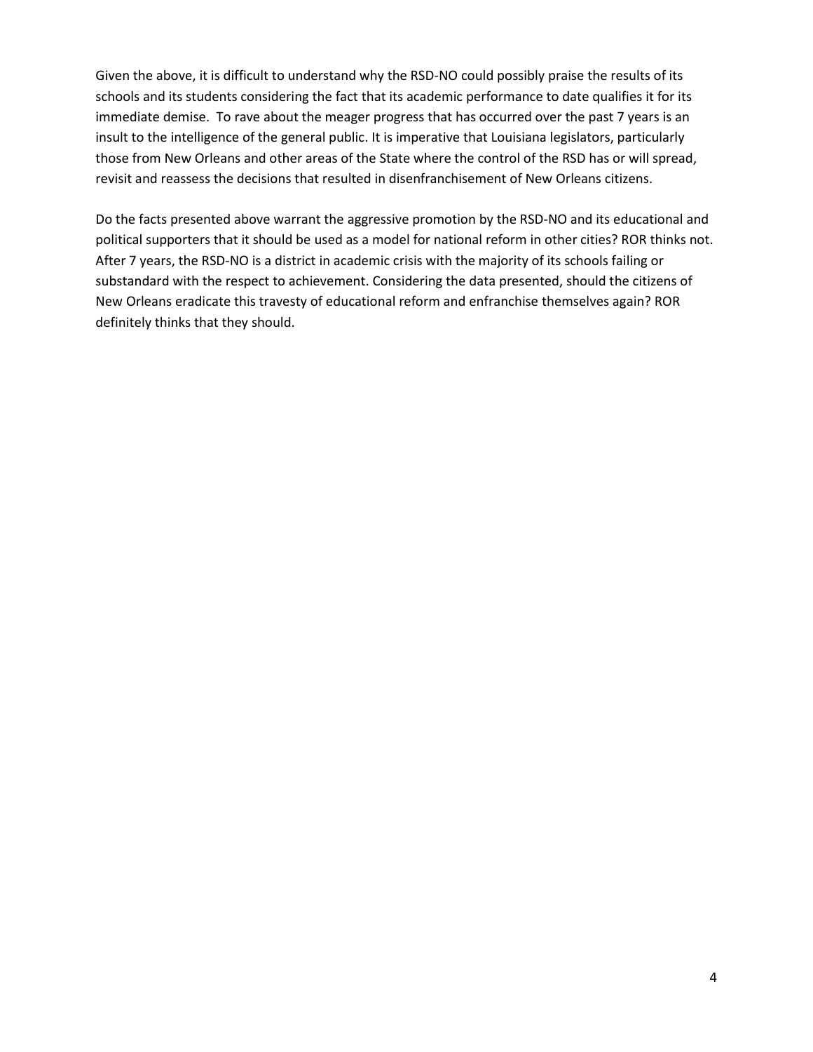Given the above, it is difficult to understand why the RSD-NO could possibly praise the results of its schools and its students considering the fact that its academic performance to date qualifies it for its immediate demise. To rave about the meager progress that has occurred over the past 7 years is an insult to the intelligence of the general public. It is imperative that Louisiana legislators, particularly those from New Orleans and other areas of the State where the control of the RSD has or will spread, revisit and reassess the decisions that resulted in disenfranchisement of New Orleans citizens.

Do the facts presented above warrant the aggressive promotion by the RSD-NO and its educational and political supporters that it should be used as a model for national reform in other cities? ROR thinks not. After 7 years, the RSD-NO is a district in academic crisis with the majority of its schools failing or substandard with the respect to achievement. Considering the data presented, should the citizens of New Orleans eradicate this travesty of educational reform and enfranchise themselves again? ROR definitely thinks that they should.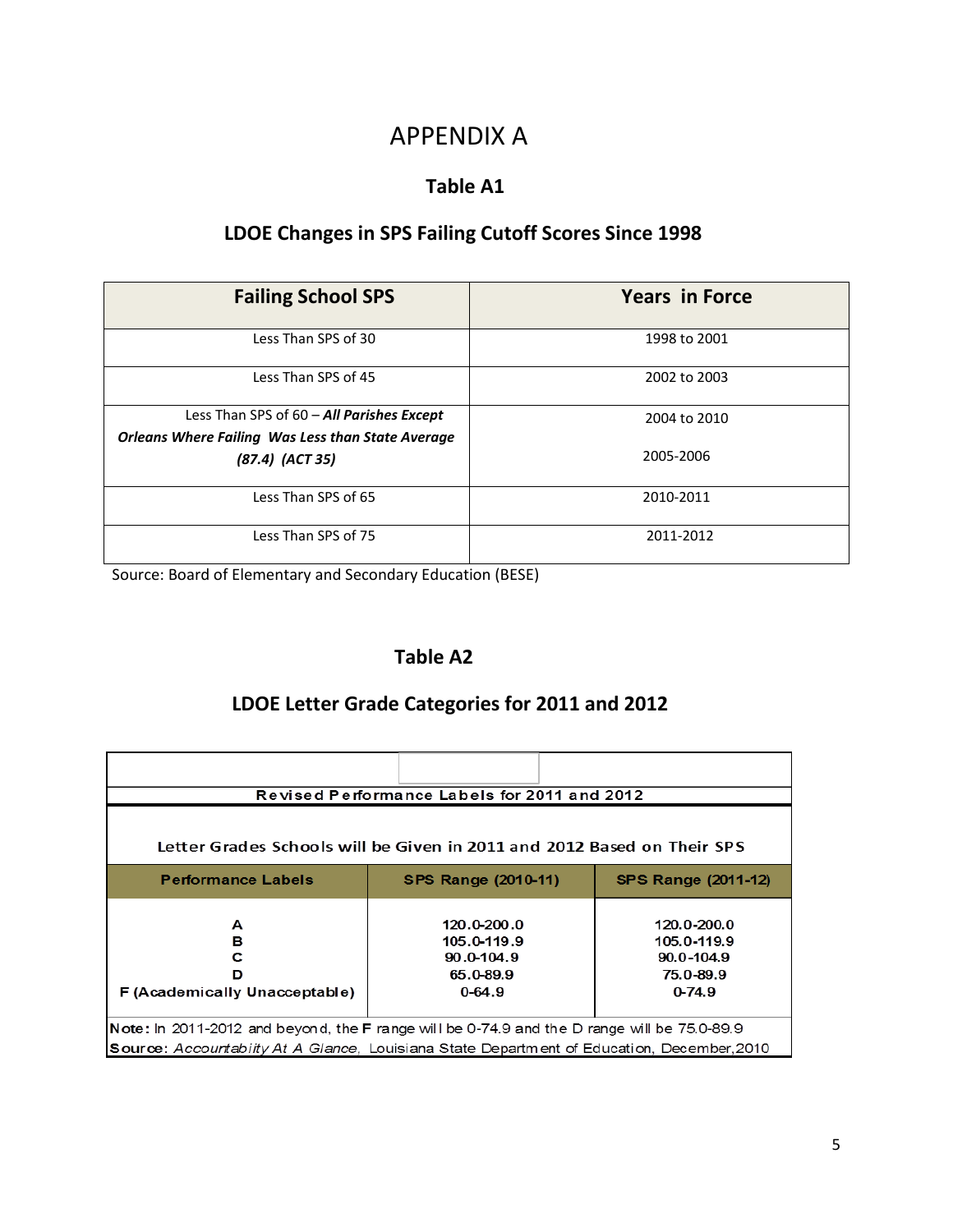# APPENDIX A

## Table A1

### LDOE Changes in SPS Failing Cutoff Scores Since 1998

| Failing School SPS | Years in Force |
|---|---|
| Less Than SPS of 30 | 1998 to 2001 |
| Less Than SPS of 45 | 2002 to 2003 |
| Less Than SPS of 60 – ***All Parishes Except Orleans Where Failing Was Less than State Average (87.4) (ACT 35)*** | 2004 to 2010<br><br>2005-2006 |
| Less Than SPS of 65 | 2010-2011 |
| Less Than SPS of 75 | 2011-2012 |

Source: Board of Elementary and Secondary Education (BESE)

## Table A2

### LDOE Letter Grade Categories for 2011 and 2012

| Revised Performance Labels for 2011 and 2012 | | |
|---|---|---|
| Letter Grades Schools will be Given in 2011 and 2012 Based on Their SPS | | |
| **Performance Labels** | **SPS Range (2010-11)** | **SPS Range (2011-12)** |
| A | 120.0-200.0 | 120.0-200.0 |
| B | 105.0-119.9 | 105.0-119.9 |
| C | 90.0-104.9 | 90.0-104.9 |
| D | 65.0-89.9 | 75.0-89.9 |
| F (Academically Unacceptable) | 0-64.9 | 0-74.9 |

**Note:** In 2011-2012 and beyond, the **F** range will be 0-74.9 and the D range will be 75.0-89.9

**Source:** *Accountabity At A Glance,* Louisiana State Department of Education, December,2010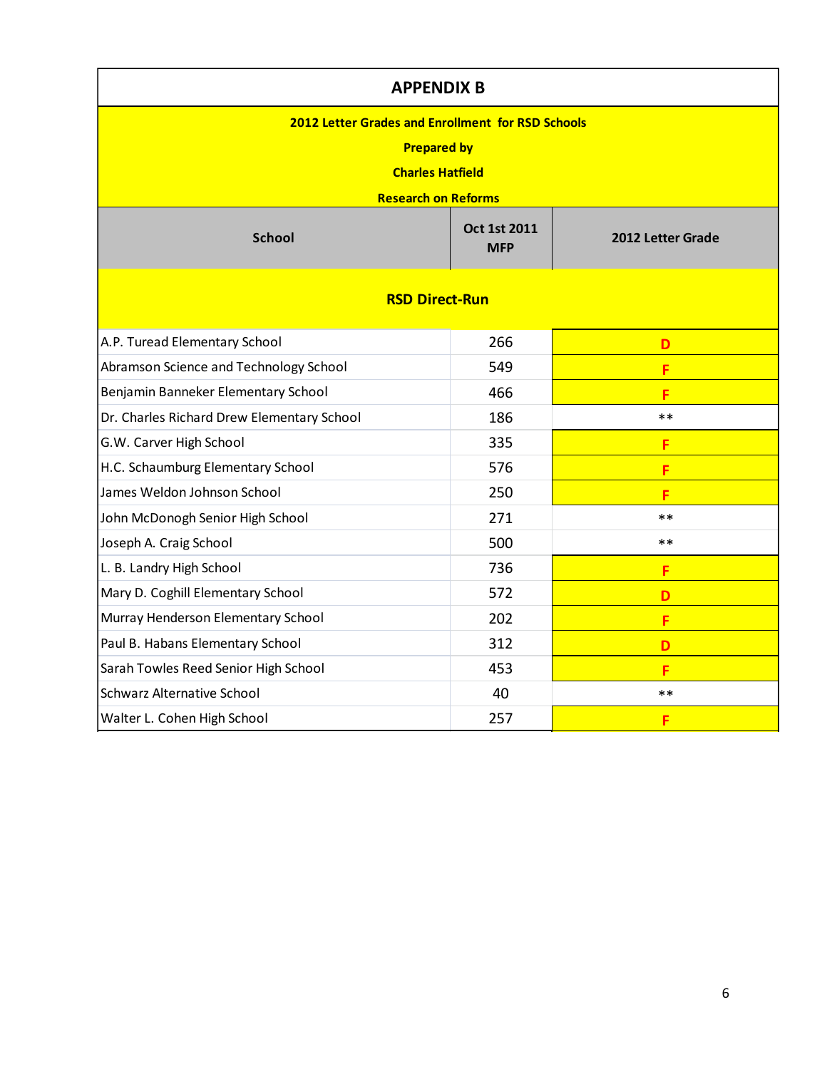## APPENDIX B

**2012 Letter Grades and Enrollment for RSD Schools**

**Prepared by**

**Charles Hatfield**

**Research on Reforms**

| School | Oct 1st 2011 MFP | 2012 Letter Grade |
|---|---|---|
| **RSD Direct-Run** | | |
| A.P. Turead Elementary School | 266 | D |
| Abramson Science and Technology School | 549 | F |
| Benjamin Banneker Elementary School | 466 | F |
| Dr. Charles Richard Drew Elementary School | 186 | ** |
| G.W. Carver High School | 335 | F |
| H.C. Schaumburg Elementary School | 576 | F |
| James Weldon Johnson School | 250 | F |
| John McDonogh Senior High School | 271 | ** |
| Joseph A. Craig School | 500 | ** |
| L. B. Landry High School | 736 | F |
| Mary D. Coghill Elementary School | 572 | D |
| Murray Henderson Elementary School | 202 | F |
| Paul B. Habans Elementary School | 312 | D |
| Sarah Towles Reed Senior High School | 453 | F |
| Schwarz Alternative School | 40 | ** |
| Walter L. Cohen High School | 257 | F |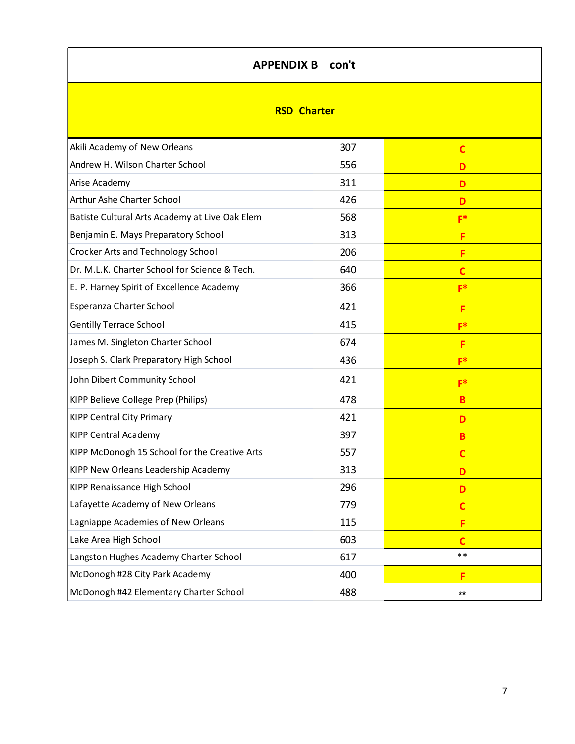## APPENDIX B con't

| RSD Charter | | |
|---|---|---|
| Akili Academy of New Orleans | 307 | C |
| Andrew H. Wilson Charter School | 556 | D |
| Arise Academy | 311 | D |
| Arthur Ashe Charter School | 426 | D |
| Batiste Cultural Arts Academy at Live Oak Elem | 568 | F* |
| Benjamin E. Mays Preparatory School | 313 | F |
| Crocker Arts and Technology School | 206 | F |
| Dr. M.L.K. Charter School for Science & Tech. | 640 | C |
| E. P. Harney Spirit of Excellence Academy | 366 | F* |
| Esperanza Charter School | 421 | F |
| Gentilly Terrace School | 415 | F* |
| James M. Singleton Charter School | 674 | F |
| Joseph S. Clark Preparatory High School | 436 | F* |
| John Dibert Community School | 421 | F* |
| KIPP Believe College Prep (Philips) | 478 | B |
| KIPP Central City Primary | 421 | D |
| KIPP Central Academy | 397 | B |
| KIPP McDonogh 15 School for the Creative Arts | 557 | C |
| KIPP New Orleans Leadership Academy | 313 | D |
| KIPP Renaissance High School | 296 | D |
| Lafayette Academy of New Orleans | 779 | C |
| Lagniappe Academies of New Orleans | 115 | F |
| Lake Area High School | 603 | C |
| Langston Hughes Academy Charter School | 617 | ** |
| McDonogh #28 City Park Academy | 400 | F |
| McDonogh #42 Elementary Charter School | 488 | ** |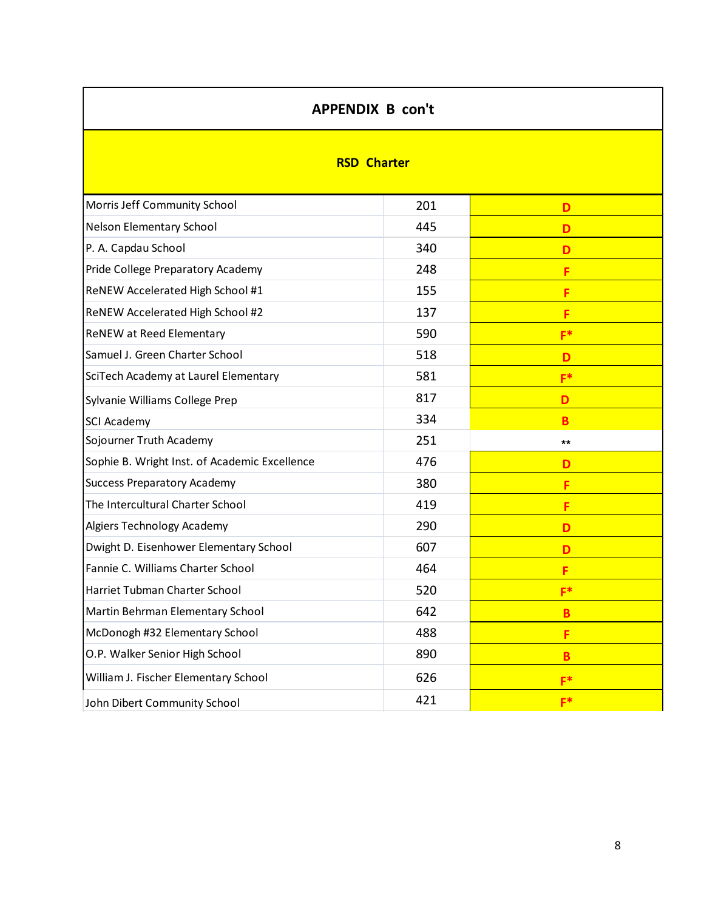## APPENDIX B con't

| RSD Charter | | |
|---|---|---|
| Morris Jeff Community School | 201 | D |
| Nelson Elementary School | 445 | D |
| P. A. Capdau School | 340 | D |
| Pride College Preparatory Academy | 248 | F |
| ReNEW Accelerated High School #1 | 155 | F |
| ReNEW Accelerated High School #2 | 137 | F |
| ReNEW at Reed Elementary | 590 | F* |
| Samuel J. Green Charter School | 518 | D |
| SciTech Academy at Laurel Elementary | 581 | F* |
| Sylvanie Williams College Prep | 817 | D |
| SCI Academy | 334 | B |
| Sojourner Truth Academy | 251 | ** |
| Sophie B. Wright Inst. of Academic Excellence | 476 | D |
| Success Preparatory Academy | 380 | F |
| The Intercultural Charter School | 419 | F |
| Algiers Technology Academy | 290 | D |
| Dwight D. Eisenhower Elementary School | 607 | D |
| Fannie C. Williams Charter School | 464 | F |
| Harriet Tubman Charter School | 520 | F* |
| Martin Behrman Elementary School | 642 | B |
| McDonogh #32 Elementary School | 488 | F |
| O.P. Walker Senior High School | 890 | B |
| William J. Fischer Elementary School | 626 | F* |
| John Dibert Community School | 421 | F* |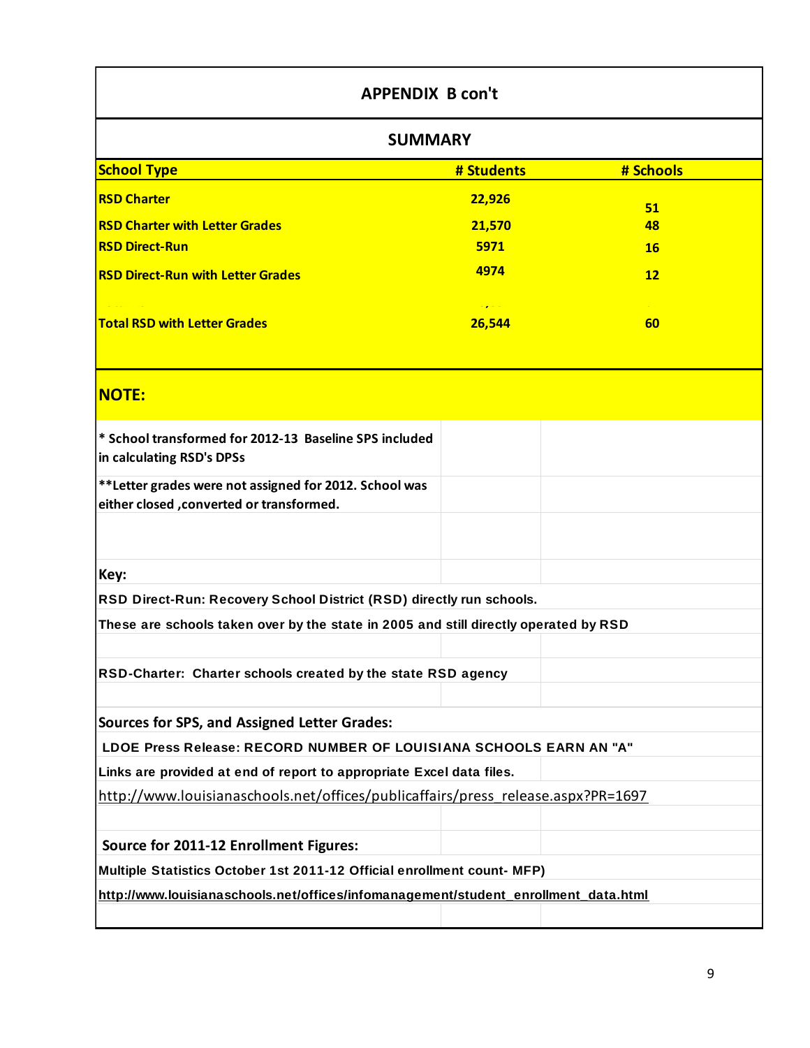## APPENDIX B con't

### SUMMARY

| School Type | # Students | # Schools |
|---|---|---|
| RSD Charter | 22,926 | 51 |
| RSD Charter with Letter Grades | 21,570 | 48 |
| RSD Direct-Run | 5971 | 16 |
| RSD Direct-Run with Letter Grades | 4974 | 12 |
| Total RSD with Letter Grades | 26,544 | 60 |

**NOTE:**

**\* School transformed for 2012-13 Baseline SPS included in calculating RSD's DPSs**

**\*\*Letter grades were not assigned for 2012. School was either closed ,converted or transformed.**

**Key:**

**RSD Direct-Run: Recovery School District (RSD) directly run schools.**

**These are schools taken over by the state in 2005 and still directly operated by RSD**

**RSD-Charter: Charter schools created by the state RSD agency**

**Sources for SPS, and Assigned Letter Grades:**

**LDOE Press Release: RECORD NUMBER OF LOUISIANA SCHOOLS EARN AN "A"**

**Links are provided at end of report to appropriate Excel data files.**

http://www.louisianaschools.net/offices/publicaffairs/press_release.aspx?PR=1697

**Source for 2011-12 Enrollment Figures:**

**Multiple Statistics October 1st 2011-12 Official enrollment count- MFP)**

**http://www.louisianaschools.net/offices/infomanagement/student_enrollment_data.html**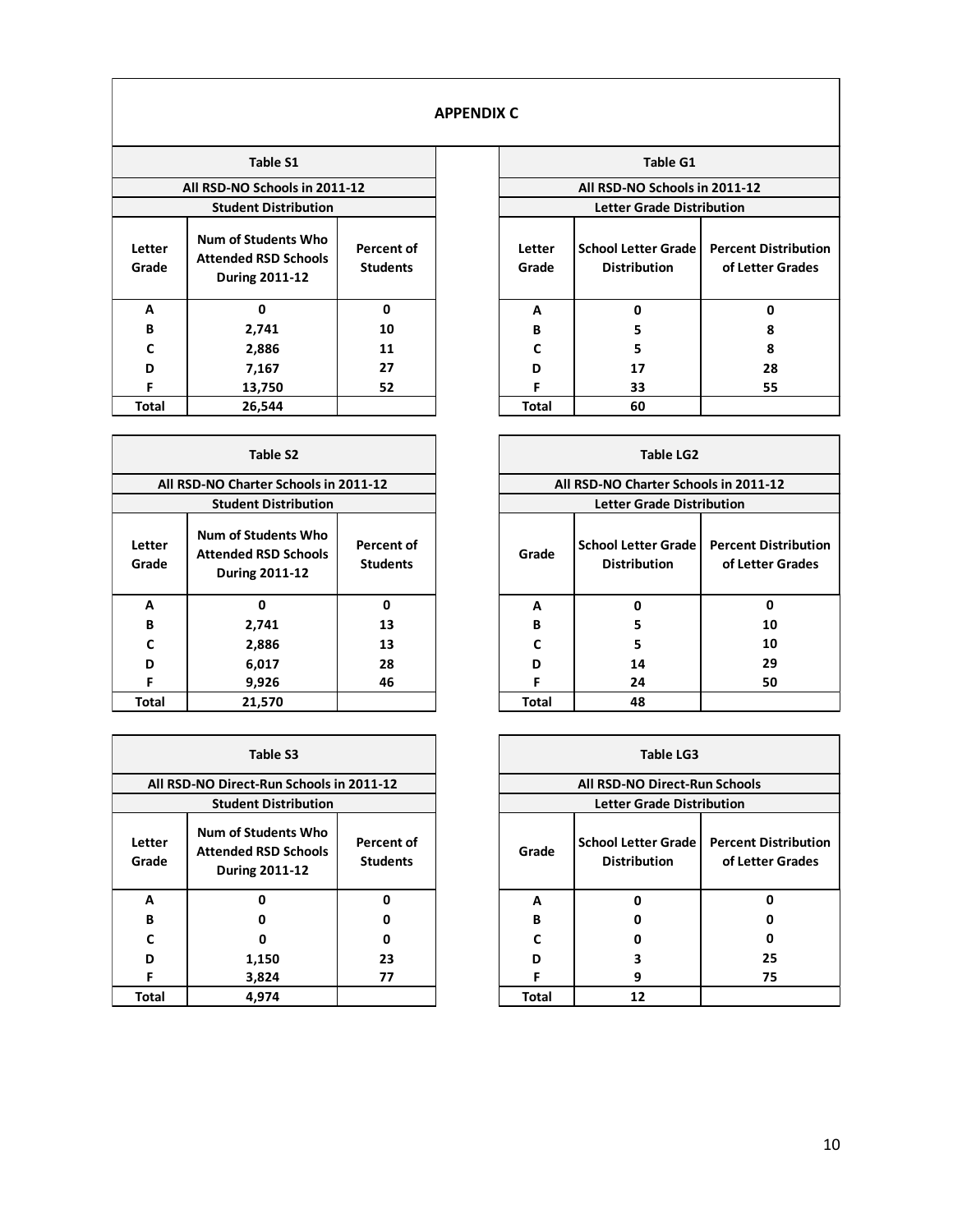## APPENDIX C

| Table S1 | | |
|---|---|---|
| **All RSD-NO Schools in 2011-12** | | |
| **Student Distribution** | | |
| **Letter Grade** | **Num of Students Who Attended RSD Schools During 2011-12** | **Percent of Students** |
| A | 0 | 0 |
| B | 2,741 | 10 |
| C | 2,886 | 11 |
| D | 7,167 | 27 |
| F | 13,750 | 52 |
| **Total** | 26,544 | |

| Table G1 | | |
|---|---|---|
| **All RSD-NO Schools in 2011-12** | | |
| **Letter Grade Distribution** | | |
| **Letter Grade** | **School Letter Grade Distribution** | **Percent Distribution of Letter Grades** |
| A | 0 | 0 |
| B | 5 | 8 |
| C | 5 | 8 |
| D | 17 | 28 |
| F | 33 | 55 |
| **Total** | 60 | |

| Table S2 | | |
|---|---|---|
| **All RSD-NO Charter Schools in 2011-12** | | |
| **Student Distribution** | | |
| **Letter Grade** | **Num of Students Who Attended RSD Schools During 2011-12** | **Percent of Students** |
| A | 0 | 0 |
| B | 2,741 | 13 |
| C | 2,886 | 13 |
| D | 6,017 | 28 |
| F | 9,926 | 46 |
| **Total** | 21,570 | |

| Table LG2 | | |
|---|---|---|
| **All RSD-NO Charter Schools in 2011-12** | | |
| **Letter Grade Distribution** | | |
| **Grade** | **School Letter Grade Distribution** | **Percent Distribution of Letter Grades** |
| A | 0 | 0 |
| B | 5 | 10 |
| C | 5 | 10 |
| D | 14 | 29 |
| F | 24 | 50 |
| **Total** | 48 | |

| Table S3 | | |
|---|---|---|
| **All RSD-NO Direct-Run Schools in 2011-12** | | |
| **Student Distribution** | | |
| **Letter Grade** | **Num of Students Who Attended RSD Schools During 2011-12** | **Percent of Students** |
| A | 0 | 0 |
| B | 0 | 0 |
| C | 0 | 0 |
| D | 1,150 | 23 |
| F | 3,824 | 77 |
| **Total** | 4,974 | |

| Table LG3 | | |
|---|---|---|
| **All RSD-NO Direct-Run Schools** | | |
| **Letter Grade Distribution** | | |
| **Grade** | **School Letter Grade Distribution** | **Percent Distribution of Letter Grades** |
| A | 0 | 0 |
| B | 0 | 0 |
| C | 0 | 0 |
| D | 3 | 25 |
| F | 9 | 75 |
| **Total** | 12 | |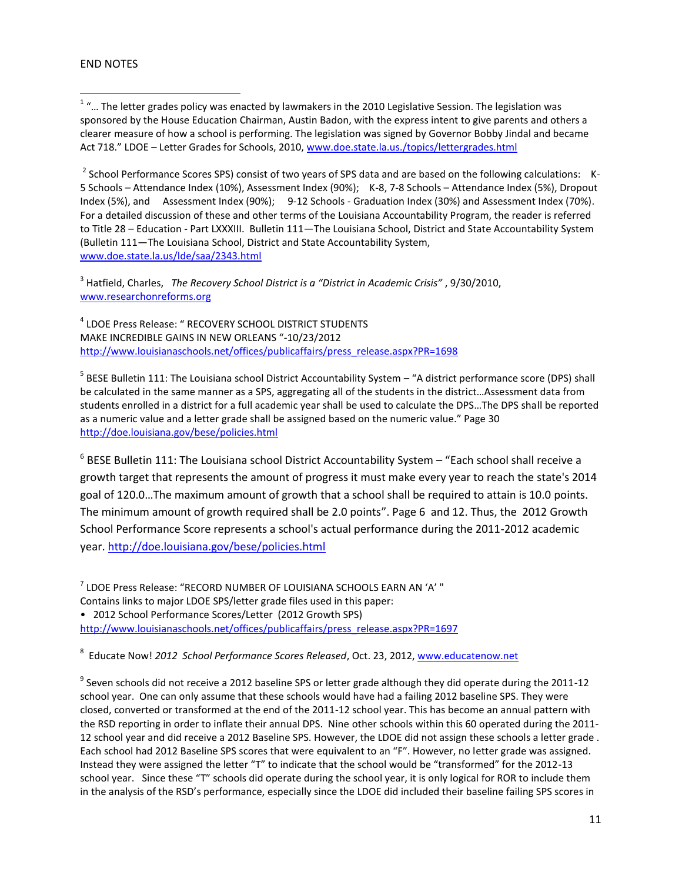END NOTES

[1] "… The letter grades policy was enacted by lawmakers in the 2010 Legislative Session. The legislation was sponsored by the House Education Chairman, Austin Badon, with the express intent to give parents and others a clearer measure of how a school is performing. The legislation was signed by Governor Bobby Jindal and became Act 718." LDOE – Letter Grades for Schools, 2010, www.doe.state.la.us./topics/lettergrades.html

[2] School Performance Scores SPS) consist of two years of SPS data and are based on the following calculations: K-5 Schools – Attendance Index (10%), Assessment Index (90%); K-8, 7-8 Schools – Attendance Index (5%), Dropout Index (5%), and Assessment Index (90%); 9-12 Schools - Graduation Index (30%) and Assessment Index (70%). For a detailed discussion of these and other terms of the Louisiana Accountability Program, the reader is referred to Title 28 – Education - Part LXXXIII. Bulletin 111—The Louisiana School, District and State Accountability System (Bulletin 111—The Louisiana School, District and State Accountability System, www.doe.state.la.us/lde/saa/2343.html

[3] Hatfield, Charles, *The Recovery School District is a "District in Academic Crisis"* , 9/30/2010, www.researchonreforms.org

[4] LDOE Press Release: " RECOVERY SCHOOL DISTRICT STUDENTS MAKE INCREDIBLE GAINS IN NEW ORLEANS "-10/23/2012 http://www.louisianaschools.net/offices/publicaffairs/press_release.aspx?PR=1698

[5] BESE Bulletin 111: The Louisiana school District Accountability System – "A district performance score (DPS) shall be calculated in the same manner as a SPS, aggregating all of the students in the district…Assessment data from students enrolled in a district for a full academic year shall be used to calculate the DPS…The DPS shall be reported as a numeric value and a letter grade shall be assigned based on the numeric value." Page 30 http://doe.louisiana.gov/bese/policies.html

[6] BESE Bulletin 111: The Louisiana school District Accountability System – "Each school shall receive a growth target that represents the amount of progress it must make every year to reach the state's 2014 goal of 120.0…The maximum amount of growth that a school shall be required to attain is 10.0 points. The minimum amount of growth required shall be 2.0 points". Page 6 and 12. Thus, the 2012 Growth School Performance Score represents a school's actual performance during the 2011-2012 academic year. http://doe.louisiana.gov/bese/policies.html

[7] LDOE Press Release: "RECORD NUMBER OF LOUISIANA SCHOOLS EARN AN 'A' "
Contains links to major LDOE SPS/letter grade files used in this paper:
- 2012 School Performance Scores/Letter (2012 Growth SPS)

http://www.louisianaschools.net/offices/publicaffairs/press_release.aspx?PR=1697

[8] Educate Now! *2012 School Performance Scores Released*, Oct. 23, 2012, www.educatenow.net

[9] Seven schools did not receive a 2012 baseline SPS or letter grade although they did operate during the 2011-12 school year. One can only assume that these schools would have had a failing 2012 baseline SPS. They were closed, converted or transformed at the end of the 2011-12 school year. This has become an annual pattern with the RSD reporting in order to inflate their annual DPS. Nine other schools within this 60 operated during the 2011-12 school year and did receive a 2012 Baseline SPS. However, the LDOE did not assign these schools a letter grade . Each school had 2012 Baseline SPS scores that were equivalent to an "F". However, no letter grade was assigned. Instead they were assigned the letter "T" to indicate that the school would be "transformed" for the 2012-13 school year. Since these "T" schools did operate during the school year, it is only logical for ROR to include them in the analysis of the RSD's performance, especially since the LDOE did included their baseline failing SPS scores in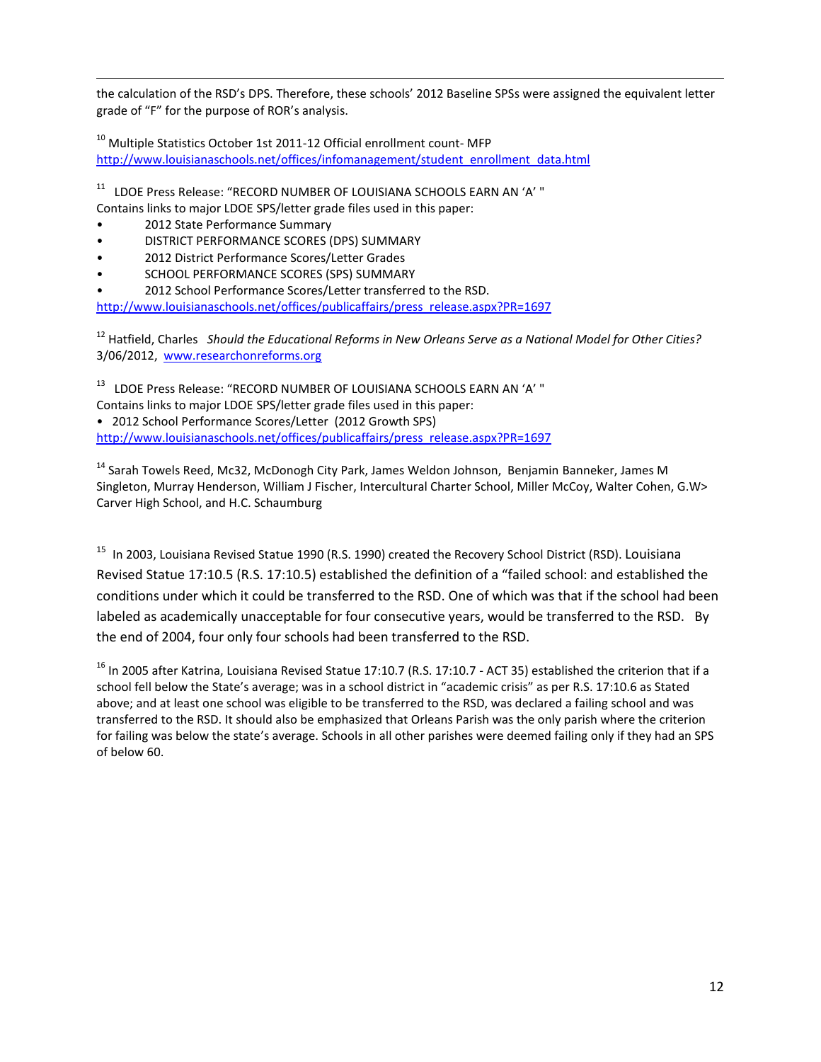the calculation of the RSD's DPS. Therefore, these schools' 2012 Baseline SPSs were assigned the equivalent letter grade of "F" for the purpose of ROR's analysis.

[10] Multiple Statistics October 1st 2011-12 Official enrollment count- MFP
http://www.louisianaschools.net/offices/infomanagement/student_enrollment_data.html

[11] LDOE Press Release: "RECORD NUMBER OF LOUISIANA SCHOOLS EARN AN 'A' "
Contains links to major LDOE SPS/letter grade files used in this paper:

- 2012 State Performance Summary
- DISTRICT PERFORMANCE SCORES (DPS) SUMMARY
- 2012 District Performance Scores/Letter Grades
- SCHOOL PERFORMANCE SCORES (SPS) SUMMARY
- 2012 School Performance Scores/Letter transferred to the RSD.

http://www.louisianaschools.net/offices/publicaffairs/press_release.aspx?PR=1697

[12] Hatfield, Charles *Should the Educational Reforms in New Orleans Serve as a National Model for Other Cities?* 3/06/2012, www.researchonreforms.org

[13] LDOE Press Release: "RECORD NUMBER OF LOUISIANA SCHOOLS EARN AN 'A' "
Contains links to major LDOE SPS/letter grade files used in this paper:

- 2012 School Performance Scores/Letter (2012 Growth SPS)

http://www.louisianaschools.net/offices/publicaffairs/press_release.aspx?PR=1697

[14] Sarah Towels Reed, Mc32, McDonogh City Park, James Weldon Johnson, Benjamin Banneker, James M Singleton, Murray Henderson, William J Fischer, Intercultural Charter School, Miller McCoy, Walter Cohen, G.W> Carver High School, and H.C. Schaumburg

[15] In 2003, Louisiana Revised Statue 1990 (R.S. 1990) created the Recovery School District (RSD). Louisiana Revised Statue 17:10.5 (R.S. 17:10.5) established the definition of a "failed school: and established the conditions under which it could be transferred to the RSD. One of which was that if the school had been labeled as academically unacceptable for four consecutive years, would be transferred to the RSD. By the end of 2004, four only four schools had been transferred to the RSD.

[16] In 2005 after Katrina, Louisiana Revised Statue 17:10.7 (R.S. 17:10.7 - ACT 35) established the criterion that if a school fell below the State's average; was in a school district in "academic crisis" as per R.S. 17:10.6 as Stated above; and at least one school was eligible to be transferred to the RSD, was declared a failing school and was transferred to the RSD. It should also be emphasized that Orleans Parish was the only parish where the criterion for failing was below the state's average. Schools in all other parishes were deemed failing only if they had an SPS of below 60.